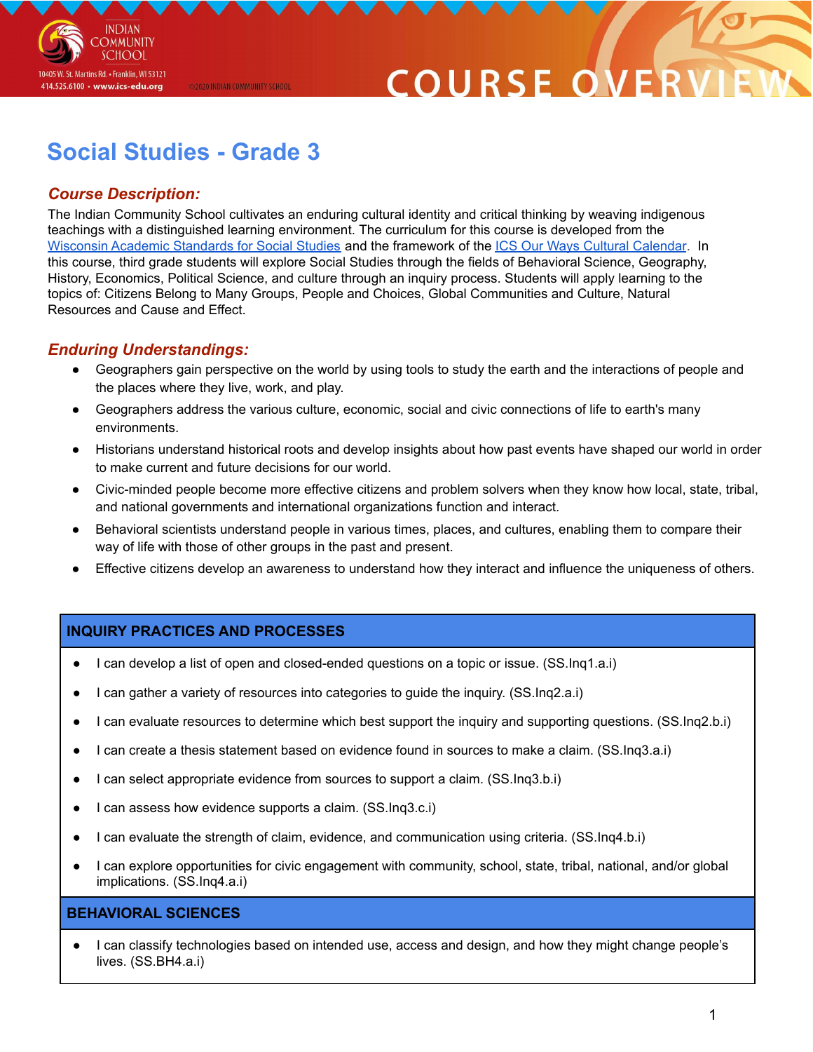# Social Studies - Grade 3

## *Course Description:*

The Indian Community School cultivates an enduring cultural identity and critical thinking by weaving indigenous teachings with a distinguished learning environment. The curriculum for this course is developed from the Wisconsin Academic Standards for Social Studies and the framework of the ICS Our Ways Cultural Calendar. In this course, third grade students will explore Social Studies through the fields of Behavioral Science, Geography, History, Economics, Political Science, and culture through an inquiry process. Students will apply learning to the topics of: Citizens Belong to Many Groups, People and Choices, Global Communities and Culture, Natural Resources and Cause and Effect.

## *Enduring Understandings:*

- Geographers gain perspective on the world by using tools to study the earth and the interactions of people and the places where they live, work, and play.
- Geographers address the various culture, economic, social and civic connections of life to earth's many environments.
- Historians understand historical roots and develop insights about how past events have shaped our world in order to make current and future decisions for our world.
- Civic-minded people become more effective citizens and problem solvers when they know how local, state, tribal, and national governments and international organizations function and interact.
- Behavioral scientists understand people in various times, places, and cultures, enabling them to compare their way of life with those of other groups in the past and present.
- Effective citizens develop an awareness to understand how they interact and influence the uniqueness of others.

| INQUIRY PRACTICES AND PROCESSES |
|---|
| • I can develop a list of open and closed-ended questions on a topic or issue. (SS.Inq1.a.i) |
| • I can gather a variety of resources into categories to guide the inquiry. (SS.Inq2.a.i) |
| • I can evaluate resources to determine which best support the inquiry and supporting questions. (SS.Inq2.b.i) |
| • I can create a thesis statement based on evidence found in sources to make a claim. (SS.Inq3.a.i) |
| • I can select appropriate evidence from sources to support a claim. (SS.Inq3.b.i) |
| • I can assess how evidence supports a claim. (SS.Inq3.c.i) |
| • I can evaluate the strength of claim, evidence, and communication using criteria. (SS.Inq4.b.i) |
| • I can explore opportunities for civic engagement with community, school, state, tribal, national, and/or global implications. (SS.Inq4.a.i) |
| **BEHAVIORAL SCIENCES** |
| • I can classify technologies based on intended use, access and design, and how they might change people's lives. (SS.BH4.a.i) |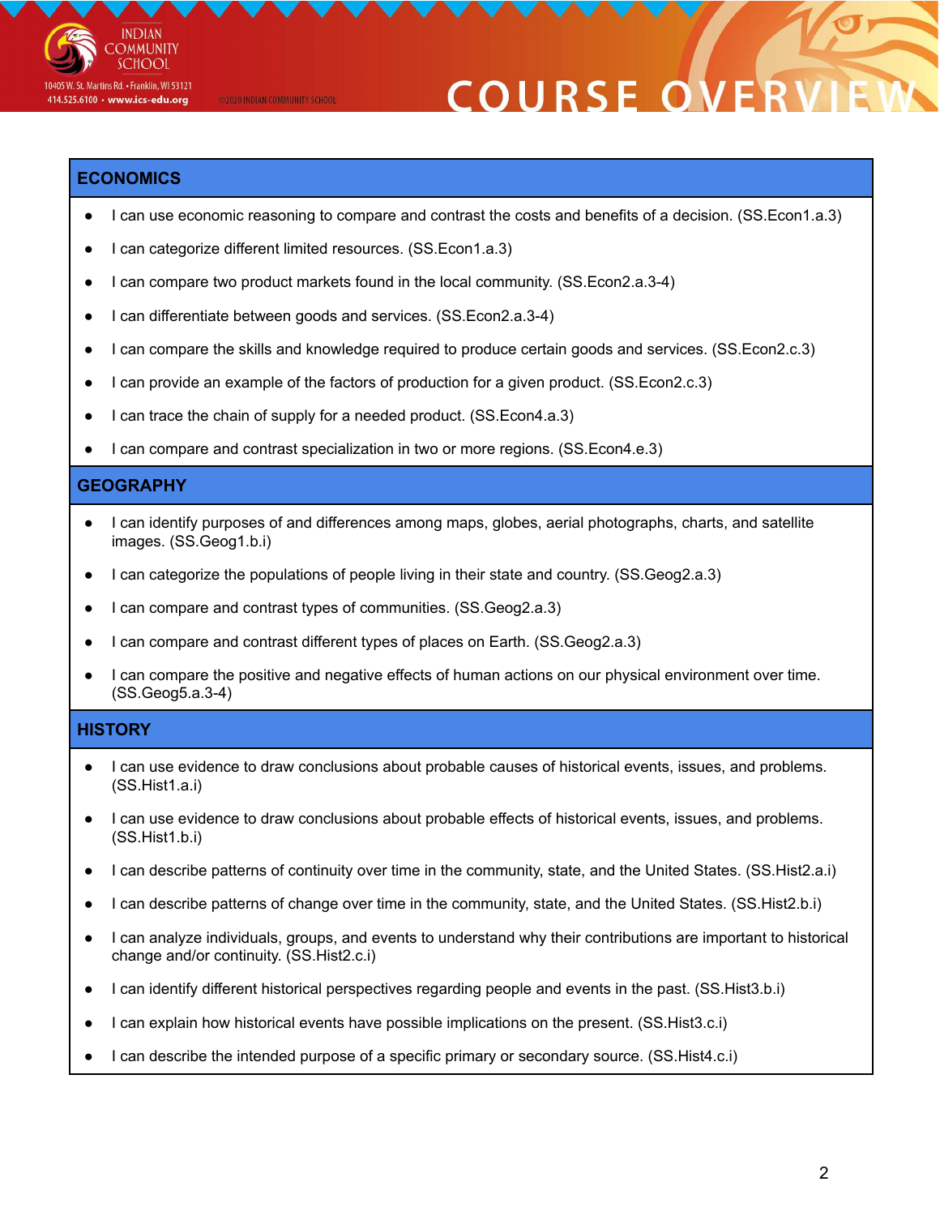## ECONOMICS

- I can use economic reasoning to compare and contrast the costs and benefits of a decision. (SS.Econ1.a.3)
- I can categorize different limited resources. (SS.Econ1.a.3)
- I can compare two product markets found in the local community. (SS.Econ2.a.3-4)
- I can differentiate between goods and services. (SS.Econ2.a.3-4)
- I can compare the skills and knowledge required to produce certain goods and services. (SS.Econ2.c.3)
- I can provide an example of the factors of production for a given product. (SS.Econ2.c.3)
- I can trace the chain of supply for a needed product. (SS.Econ4.a.3)
- I can compare and contrast specialization in two or more regions. (SS.Econ4.e.3)

## GEOGRAPHY

- I can identify purposes of and differences among maps, globes, aerial photographs, charts, and satellite images. (SS.Geog1.b.i)
- I can categorize the populations of people living in their state and country. (SS.Geog2.a.3)
- I can compare and contrast types of communities. (SS.Geog2.a.3)
- I can compare and contrast different types of places on Earth. (SS.Geog2.a.3)
- I can compare the positive and negative effects of human actions on our physical environment over time. (SS.Geog5.a.3-4)

## HISTORY

- I can use evidence to draw conclusions about probable causes of historical events, issues, and problems. (SS.Hist1.a.i)
- I can use evidence to draw conclusions about probable effects of historical events, issues, and problems. (SS.Hist1.b.i)
- I can describe patterns of continuity over time in the community, state, and the United States. (SS.Hist2.a.i)
- I can describe patterns of change over time in the community, state, and the United States. (SS.Hist2.b.i)
- I can analyze individuals, groups, and events to understand why their contributions are important to historical change and/or continuity. (SS.Hist2.c.i)
- I can identify different historical perspectives regarding people and events in the past. (SS.Hist3.b.i)
- I can explain how historical events have possible implications on the present. (SS.Hist3.c.i)
- I can describe the intended purpose of a specific primary or secondary source. (SS.Hist4.c.i)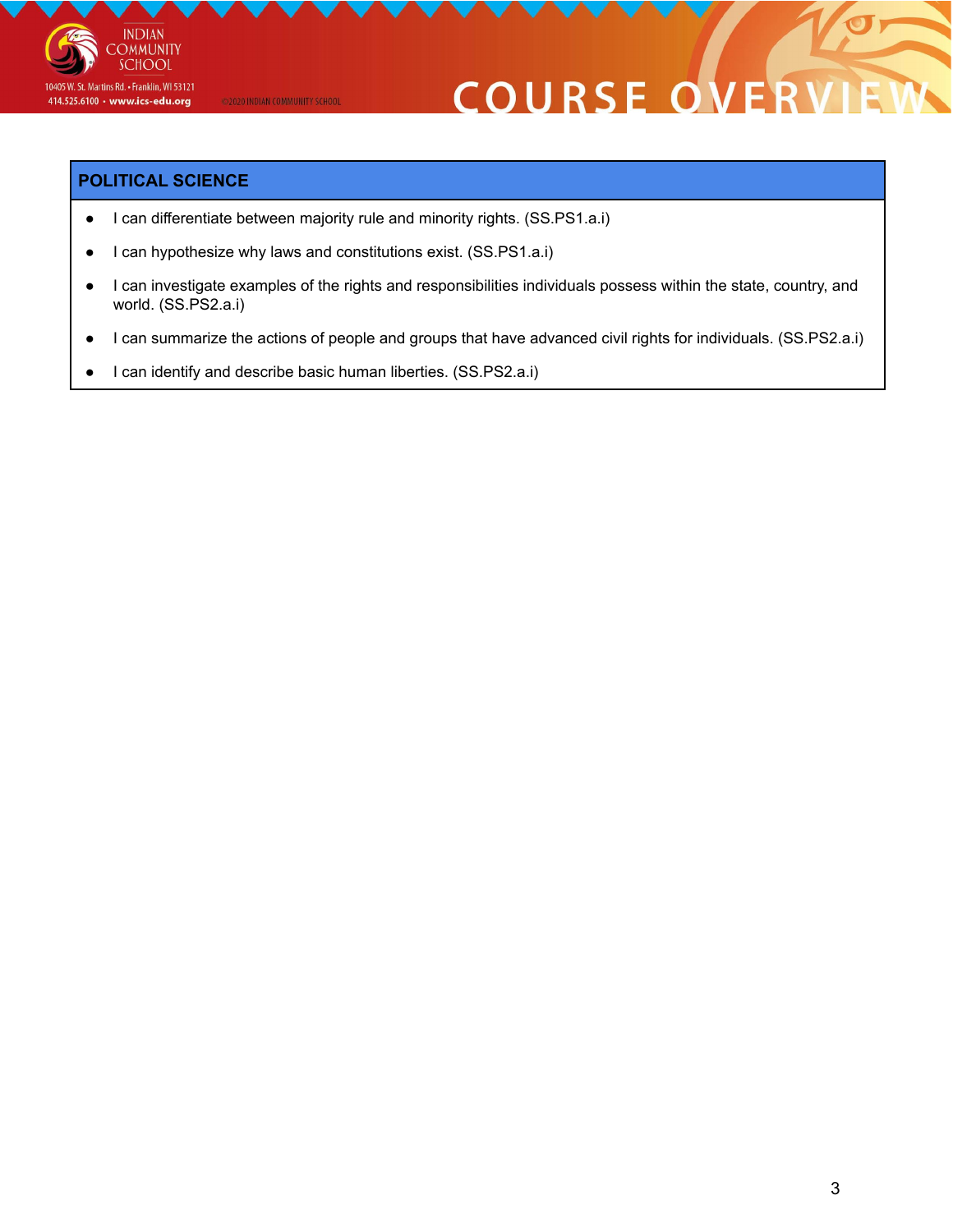## POLITICAL SCIENCE

- I can differentiate between majority rule and minority rights. (SS.PS1.a.i)
- I can hypothesize why laws and constitutions exist. (SS.PS1.a.i)
- I can investigate examples of the rights and responsibilities individuals possess within the state, country, and world. (SS.PS2.a.i)
- I can summarize the actions of people and groups that have advanced civil rights for individuals. (SS.PS2.a.i)
- I can identify and describe basic human liberties. (SS.PS2.a.i)